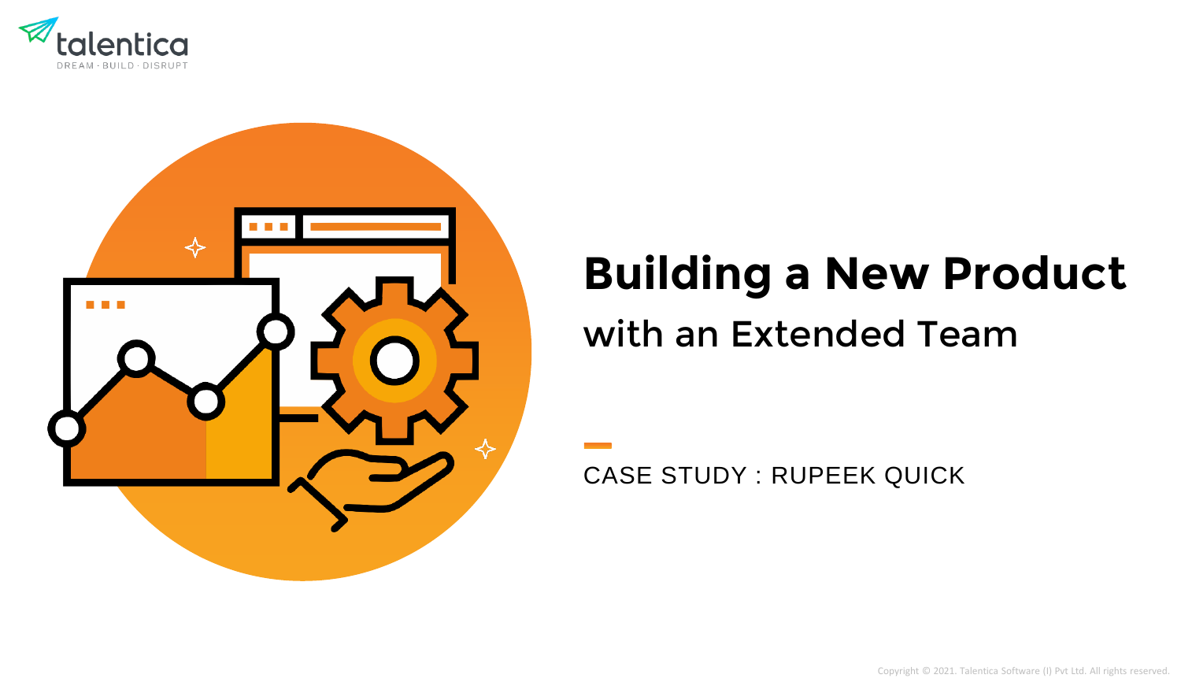talentica
DREAM · BUILD · DISRUPT

# Building a New Product

## with an Extended Team

CASE STUDY : RUPEEK QUICK

Copyright © 2021. Talentica Software (I) Pvt Ltd. All rights reserved.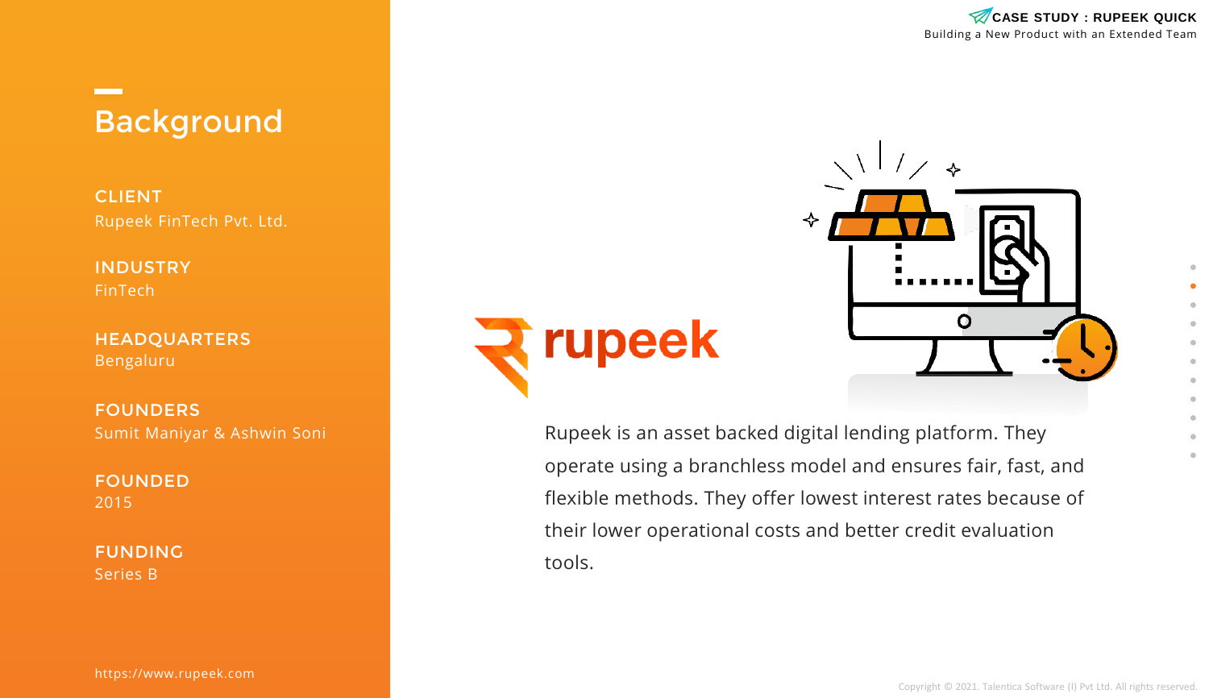# Background

**CLIENT**
Rupeek FinTech Pvt. Ltd.

**INDUSTRY**
FinTech

**HEADQUARTERS**
Bengaluru

**FOUNDERS**
Sumit Maniyar & Ashwin Soni

**FOUNDED**
2015

**FUNDING**
Series B

https://www.rupeek.com

Rupeek is an asset backed digital lending platform. They operate using a branchless model and ensures fair, fast, and flexible methods. They offer lowest interest rates because of their lower operational costs and better credit evaluation tools.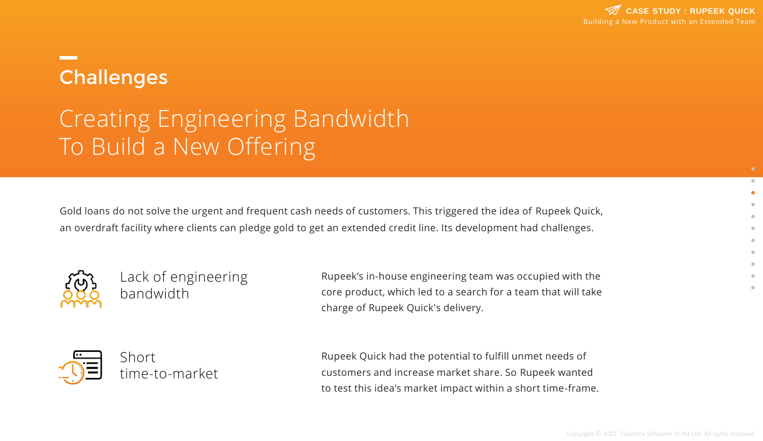## Challenges

# Creating Engineering Bandwidth To Build a New Offering

Gold loans do not solve the urgent and frequent cash needs of customers. This triggered the idea of Rupeek Quick, an overdraft facility where clients can pledge gold to get an extended credit line. Its development had challenges.

### Lack of engineering bandwidth

Rupeek's in-house engineering team was occupied with the core product, which led to a search for a team that will take charge of Rupeek Quick's delivery.

### Short time-to-market

Rupeek Quick had the potential to fulfill unmet needs of customers and increase market share. So Rupeek wanted to test this idea's market impact within a short time-frame.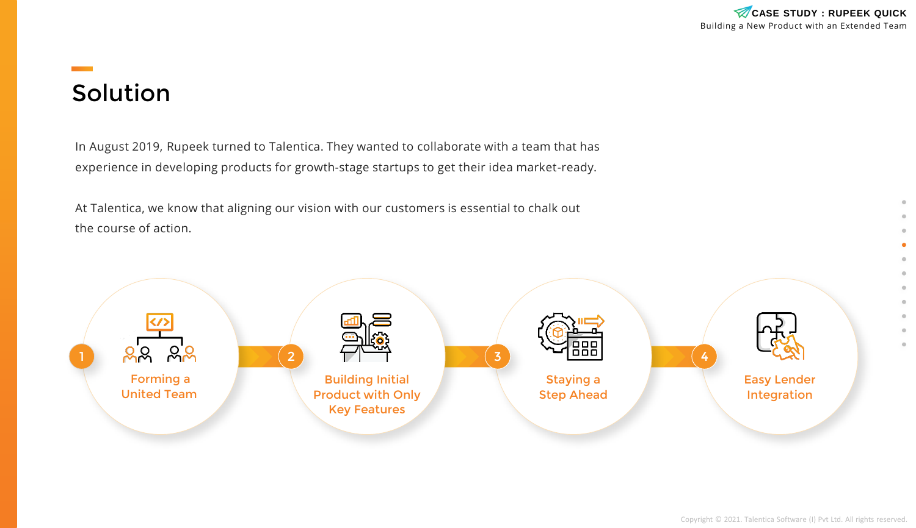## Solution

In August 2019, Rupeek turned to Talentica. They wanted to collaborate with a team that has experience in developing products for growth-stage startups to get their idea market-ready.

At Talentica, we know that aligning our vision with our customers is essential to chalk out the course of action.

1. Forming a United Team
2. Building Initial Product with Only Key Features
3. Staying a Step Ahead
4. Easy Lender Integration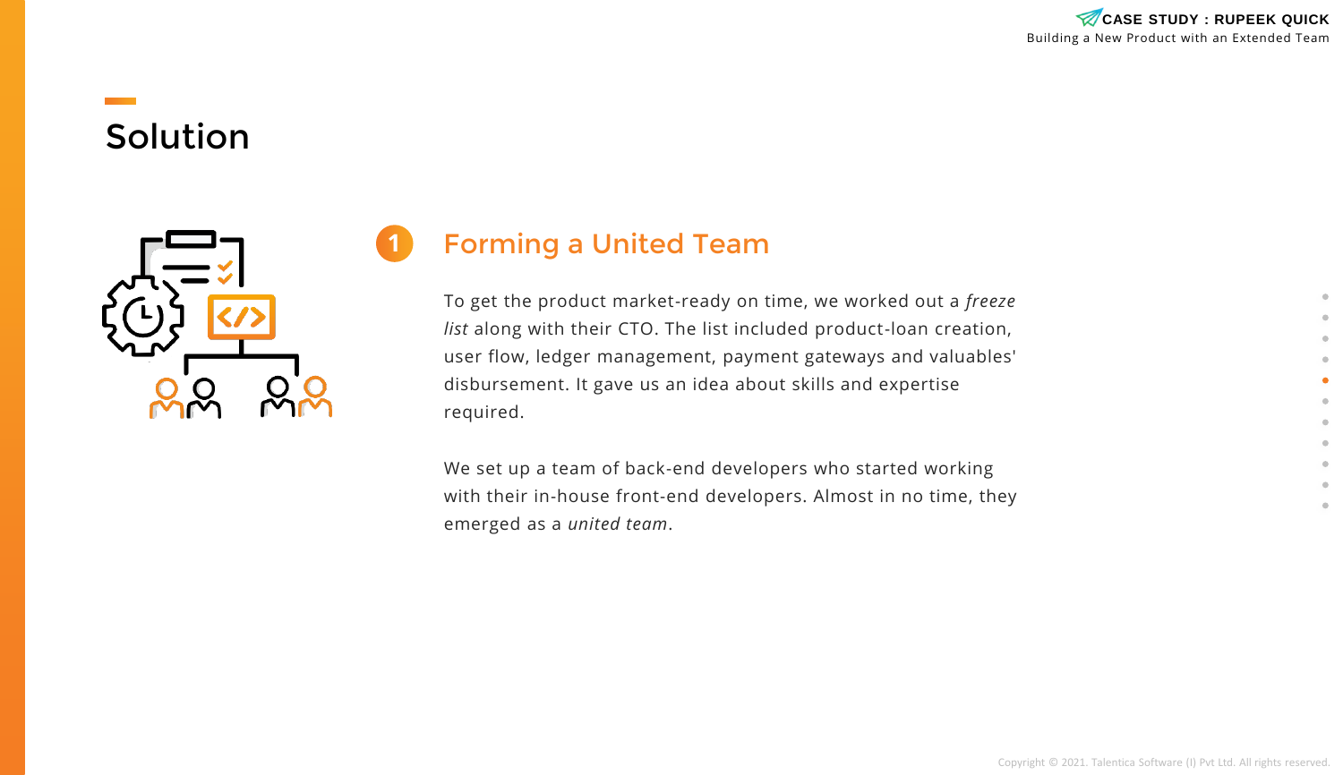# Solution

## 1 Forming a United Team

To get the product market-ready on time, we worked out a *freeze list* along with their CTO. The list included product-loan creation, user flow, ledger management, payment gateways and valuables' disbursement. It gave us an idea about skills and expertise required.

We set up a team of back-end developers who started working with their in-house front-end developers. Almost in no time, they emerged as a *united team*.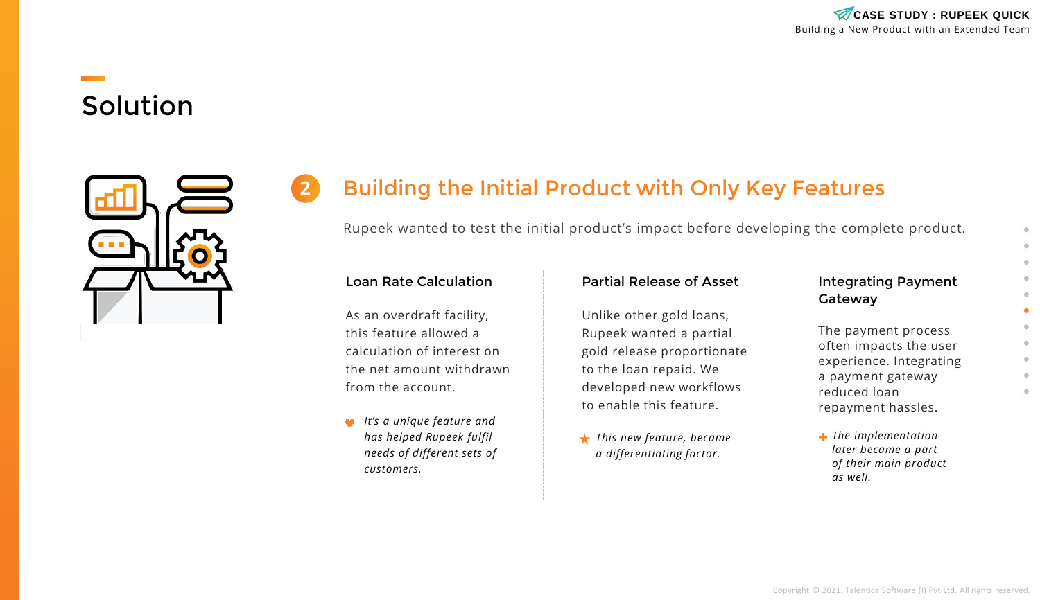# Solution

## 2 Building the Initial Product with Only Key Features

Rupeek wanted to test the initial product's impact before developing the complete product.

### Loan Rate Calculation

As an overdraft facility, this feature allowed a calculation of interest on the net amount withdrawn from the account.

*It's a unique feature and has helped Rupeek fulfil needs of different sets of customers.*

### Partial Release of Asset

Unlike other gold loans, Rupeek wanted a partial gold release proportionate to the loan repaid. We developed new workflows to enable this feature.

*This new feature, became a differentiating factor.*

### Integrating Payment Gateway

The payment process often impacts the user experience. Integrating a payment gateway reduced loan repayment hassles.

*The implementation later became a part of their main product as well.*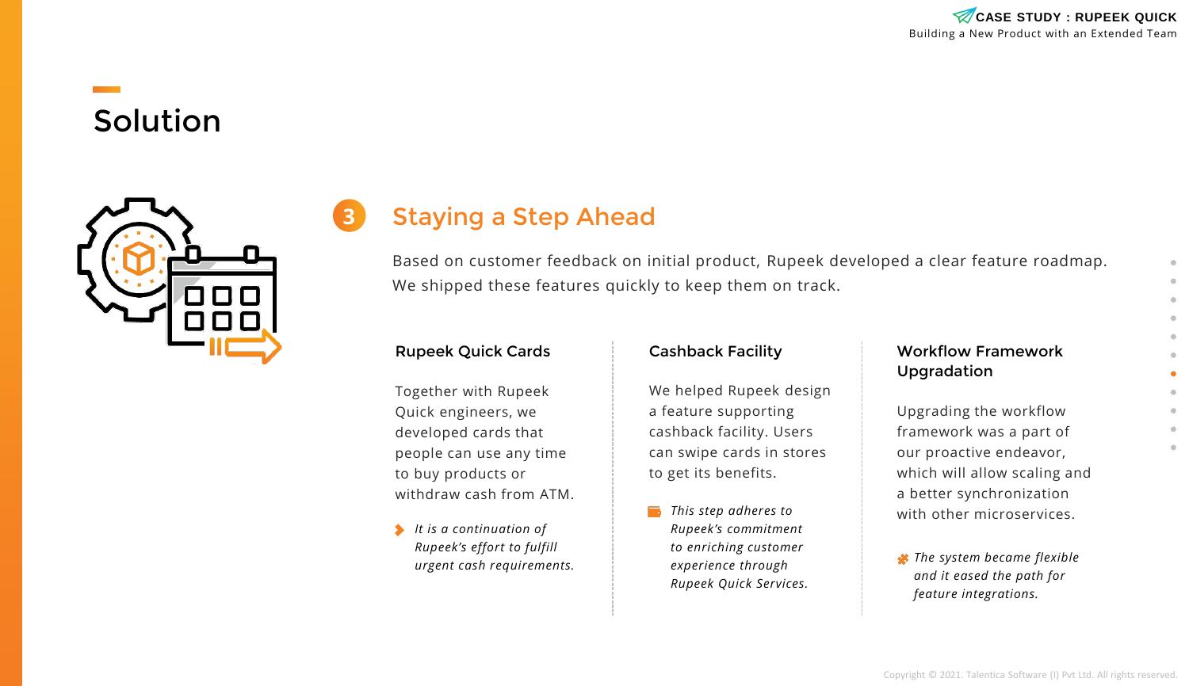# Solution

## 3 Staying a Step Ahead

Based on customer feedback on initial product, Rupeek developed a clear feature roadmap. We shipped these features quickly to keep them on track.

### Rupeek Quick Cards

Together with Rupeek Quick engineers, we developed cards that people can use any time to buy products or withdraw cash from ATM.

*It is a continuation of Rupeek's effort to fulfill urgent cash requirements.*

### Cashback Facility

We helped Rupeek design a feature supporting cashback facility. Users can swipe cards in stores to get its benefits.

*This step adheres to Rupeek's commitment to enriching customer experience through Rupeek Quick Services.*

### Workflow Framework Upgradation

Upgrading the workflow framework was a part of our proactive endeavor, which will allow scaling and a better synchronization with other microservices.

*The system became flexible and it eased the path for feature integrations.*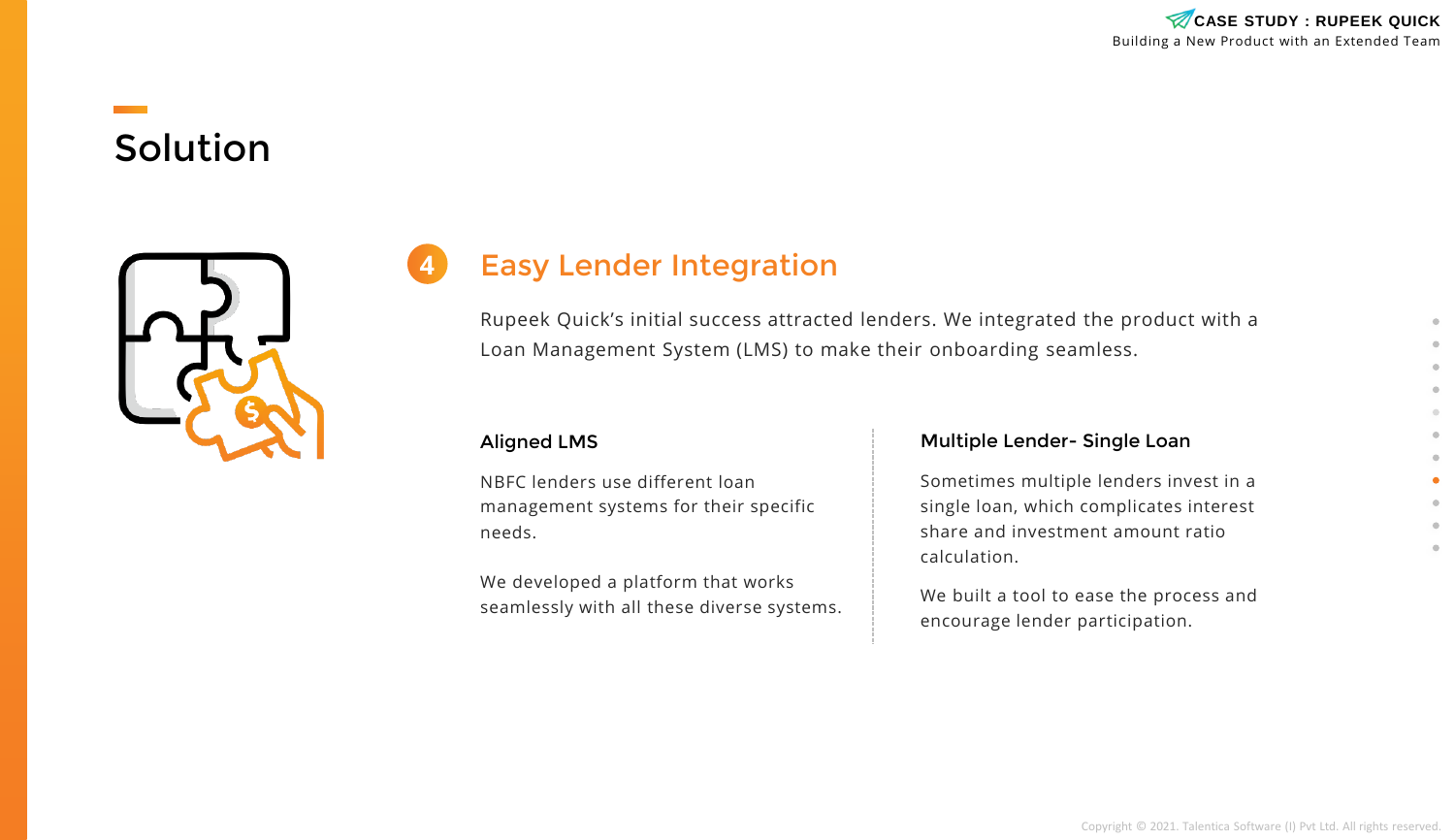# Solution

## 4 Easy Lender Integration

Rupeek Quick's initial success attracted lenders. We integrated the product with a Loan Management System (LMS) to make their onboarding seamless.

### Aligned LMS

NBFC lenders use different loan management systems for their specific needs.

We developed a platform that works seamlessly with all these diverse systems.

### Multiple Lender- Single Loan

Sometimes multiple lenders invest in a single loan, which complicates interest share and investment amount ratio calculation.

We built a tool to ease the process and encourage lender participation.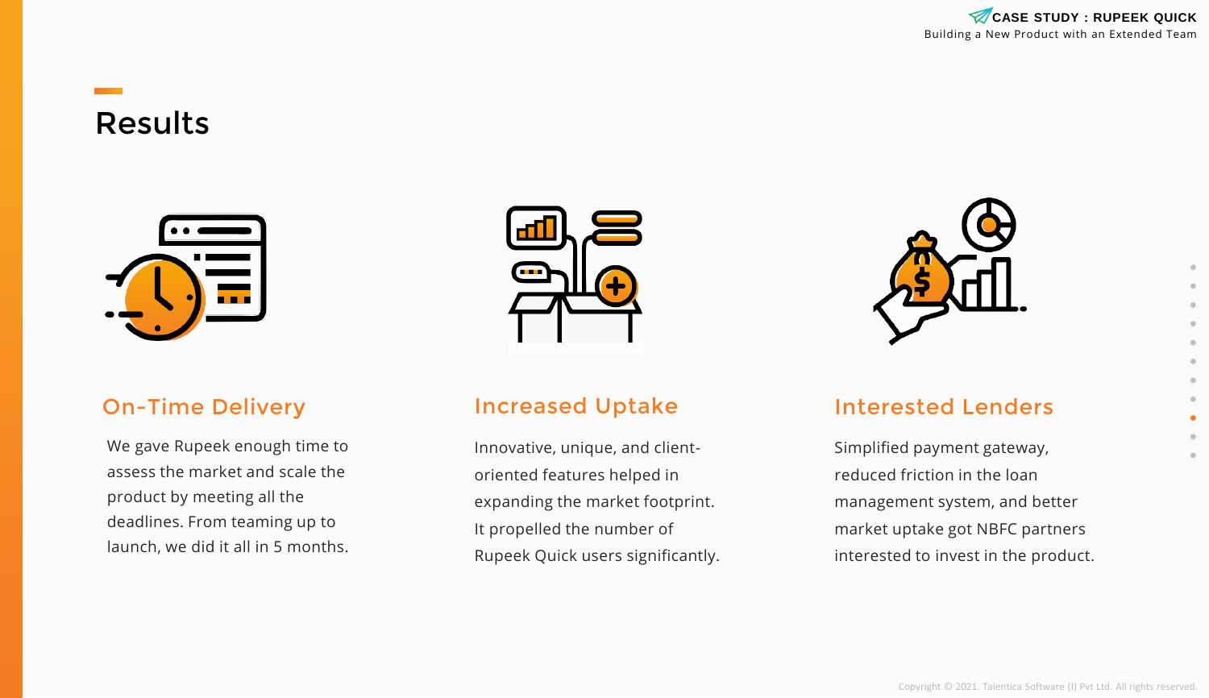# Results

### On-Time Delivery

We gave Rupeek enough time to assess the market and scale the product by meeting all the deadlines. From teaming up to launch, we did it all in 5 months.

### Increased Uptake

Innovative, unique, and client-oriented features helped in expanding the market footprint. It propelled the number of Rupeek Quick users significantly.

### Interested Lenders

Simplified payment gateway, reduced friction in the loan management system, and better market uptake got NBFC partners interested to invest in the product.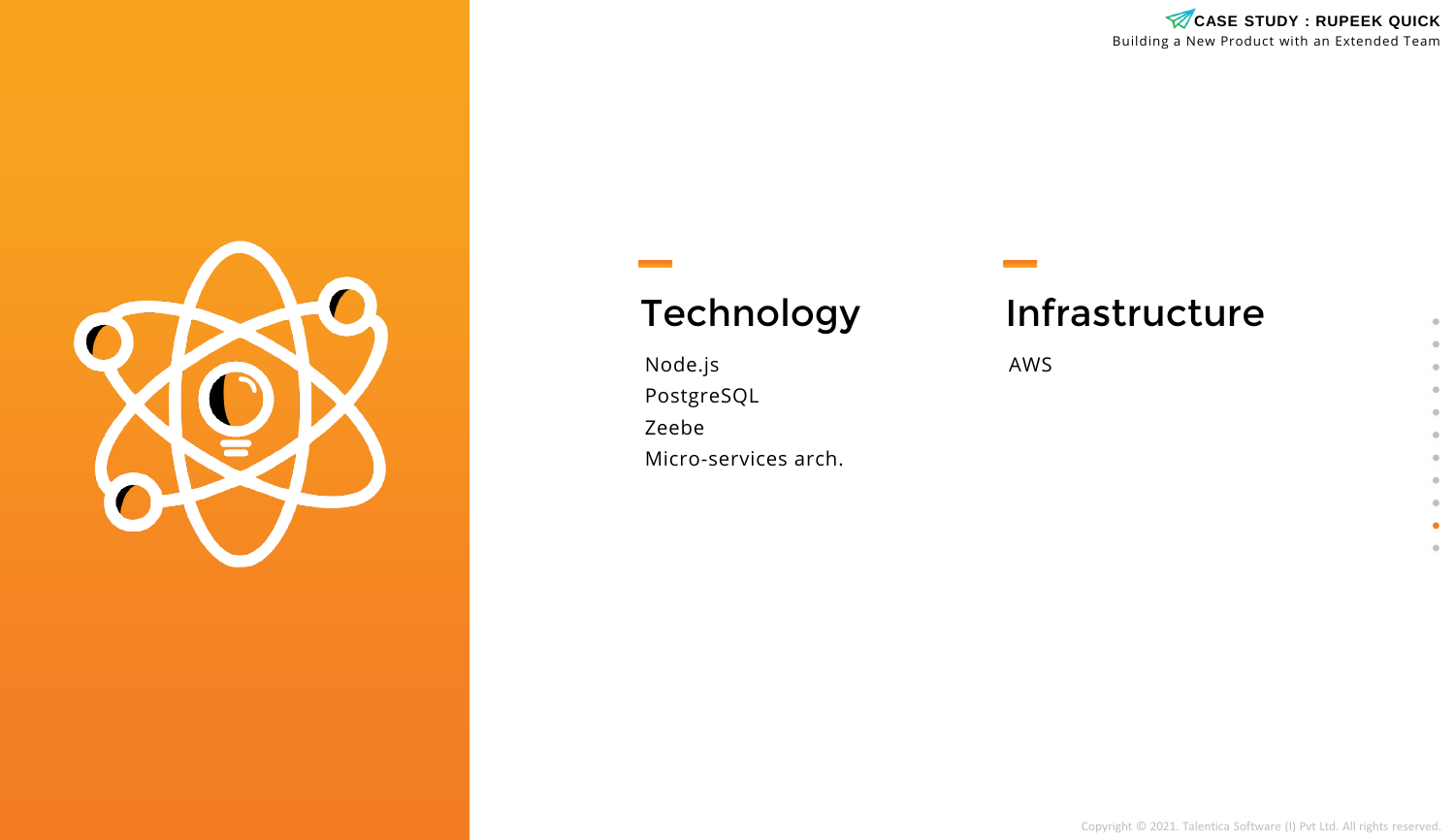## Technology

- Node.js
- PostgreSQL
- Zeebe
- Micro-services arch.

## Infrastructure

- AWS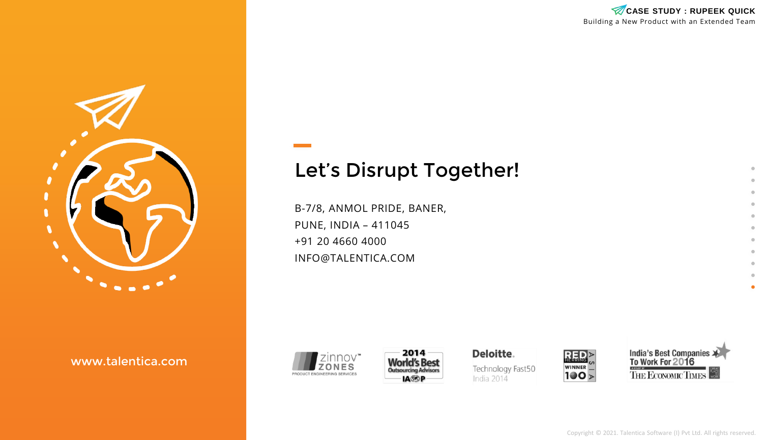# Let's Disrupt Together!

B-7/8, ANMOL PRIDE, BANER,
PUNE, INDIA – 411045
+91 20 4660 4000
INFO@TALENTICA.COM

www.talentica.com

Copyright © 2021. Talentica Software (I) Pvt Ltd. All rights reserved.